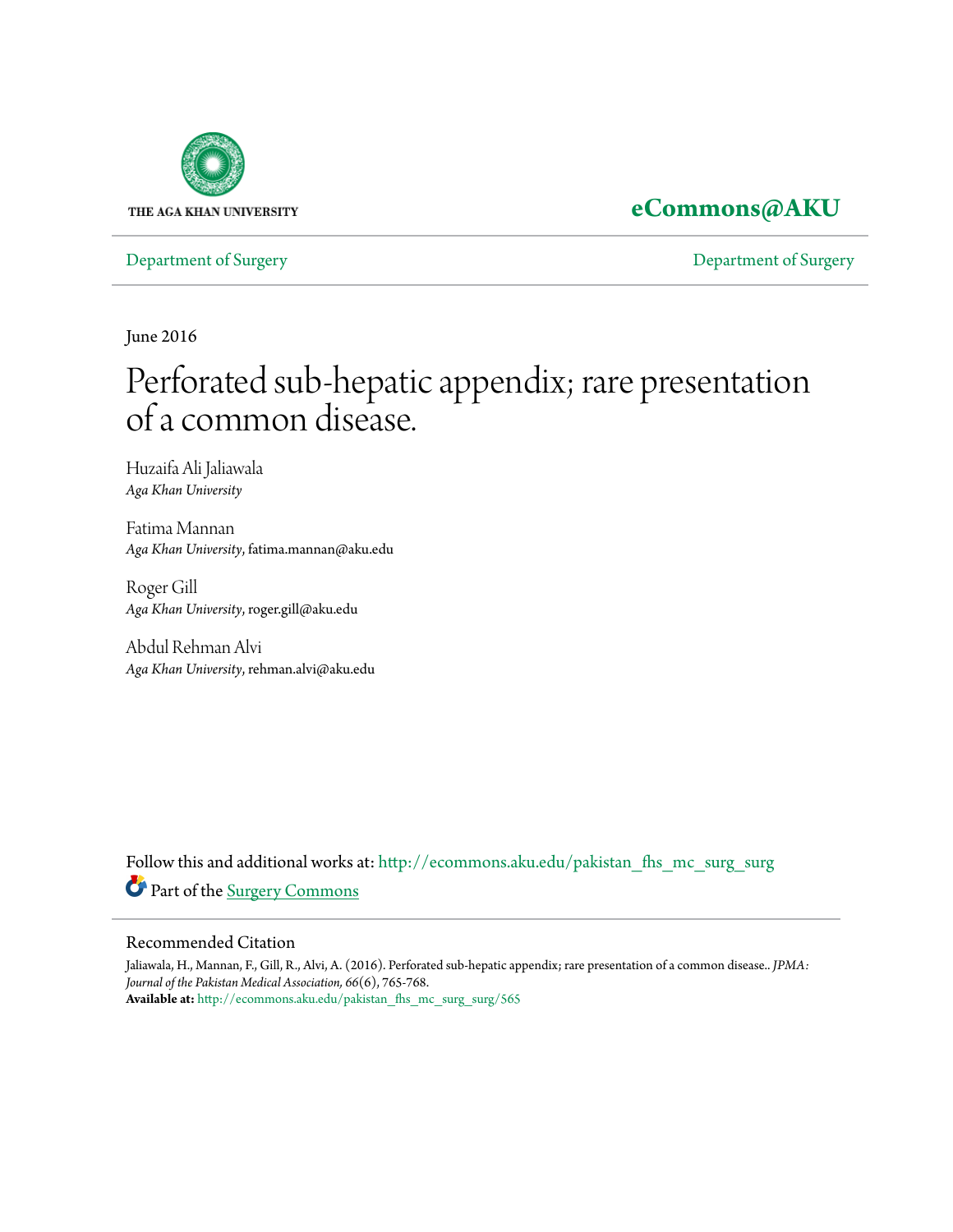THE AGA KHAN UNIVERSITY

**eCommons@AKU**

Department of Surgery | Department of Surgery

June 2016

# Perforated sub-hepatic appendix; rare presentation of a common disease.

Huzaifa Ali Jaliawala
*Aga Khan University*

Fatima Mannan
*Aga Khan University*, fatima.mannan@aku.edu

Roger Gill
*Aga Khan University*, roger.gill@aku.edu

Abdul Rehman Alvi
*Aga Khan University*, rehman.alvi@aku.edu

Follow this and additional works at: http://ecommons.aku.edu/pakistan_fhs_mc_surg_surg

Part of the Surgery Commons

## Recommended Citation

Jaliawala, H., Mannan, F., Gill, R., Alvi, A. (2016). Perforated sub-hepatic appendix; rare presentation of a common disease.. *JPMA: Journal of the Pakistan Medical Association, 66*(6), 765-768.
**Available at:** http://ecommons.aku.edu/pakistan_fhs_mc_surg_surg/565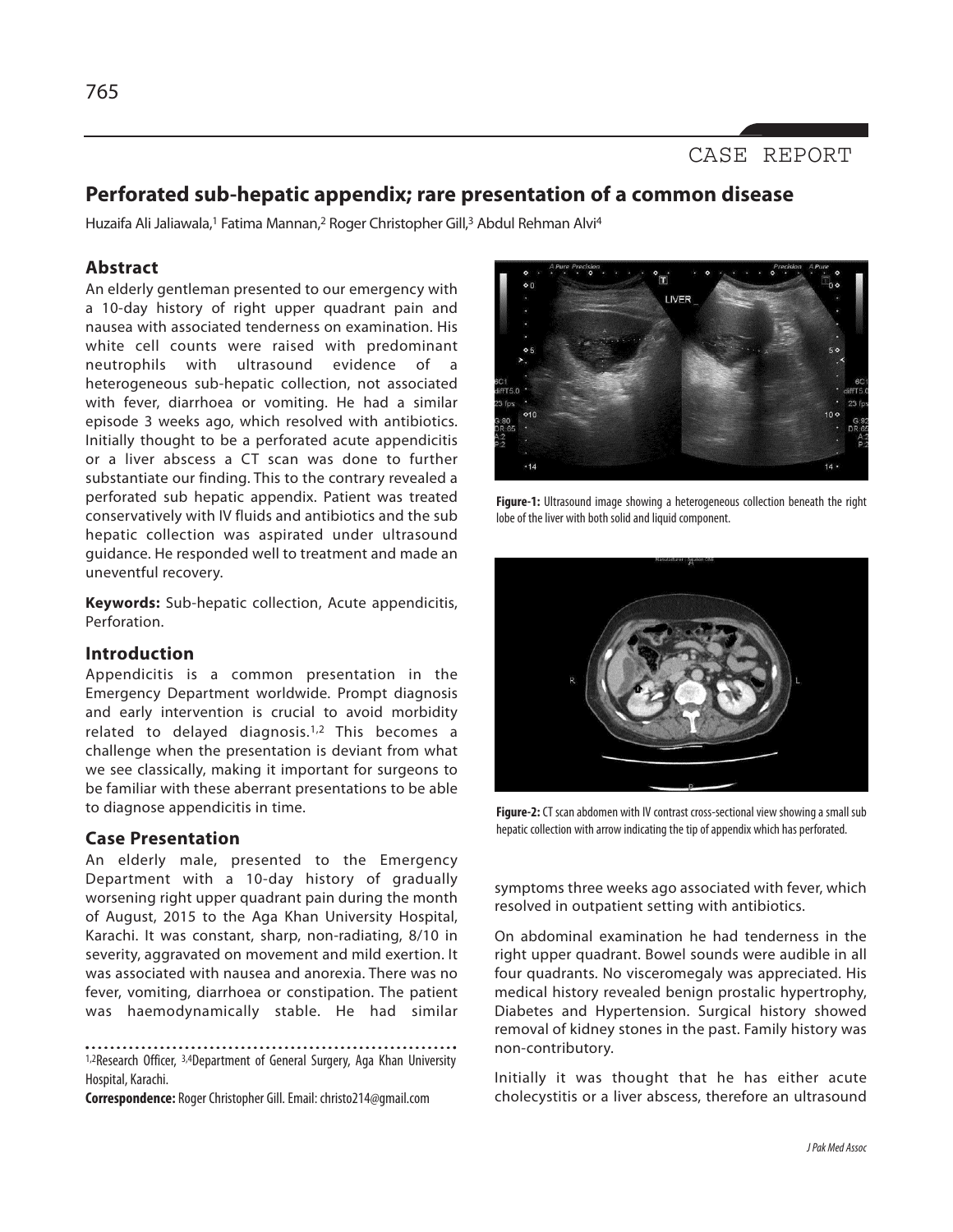CASE REPORT

# Perforated sub-hepatic appendix; rare presentation of a common disease

Huzaifa Ali Jaliawala,[1] Fatima Mannan,[2] Roger Christopher Gill,[3] Abdul Rehman Alvi[4]

## Abstract

An elderly gentleman presented to our emergency with a 10-day history of right upper quadrant pain and nausea with associated tenderness on examination. His white cell counts were raised with predominant neutrophils with ultrasound evidence of a heterogeneous sub-hepatic collection, not associated with fever, diarrhoea or vomiting. He had a similar episode 3 weeks ago, which resolved with antibiotics. Initially thought to be a perforated acute appendicitis or a liver abscess a CT scan was done to further substantiate our finding. This to the contrary revealed a perforated sub hepatic appendix. Patient was treated conservatively with IV fluids and antibiotics and the sub hepatic collection was aspirated under ultrasound guidance. He responded well to treatment and made an uneventful recovery.

**Keywords:** Sub-hepatic collection, Acute appendicitis, Perforation.

## Introduction

Appendicitis is a common presentation in the Emergency Department worldwide. Prompt diagnosis and early intervention is crucial to avoid morbidity related to delayed diagnosis.[1,2] This becomes a challenge when the presentation is deviant from what we see classically, making it important for surgeons to be familiar with these aberrant presentations to be able to diagnose appendicitis in time.

## Case Presentation

An elderly male, presented to the Emergency Department with a 10-day history of gradually worsening right upper quadrant pain during the month of August, 2015 to the Aga Khan University Hospital, Karachi. It was constant, sharp, non-radiating, 8/10 in severity, aggravated on movement and mild exertion. It was associated with nausea and anorexia. There was no fever, vomiting, diarrhoea or constipation. The patient was haemodynamically stable. He had similar symptoms three weeks ago associated with fever, which resolved in outpatient setting with antibiotics.

On abdominal examination he had tenderness in the right upper quadrant. Bowel sounds were audible in all four quadrants. No visceromegaly was appreciated. His medical history revealed benign prostalic hypertrophy, Diabetes and Hypertension. Surgical history showed removal of kidney stones in the past. Family history was non-contributory.

Initially it was thought that he has either acute cholecystitis or a liver abscess, therefore an ultrasound

**Figure-1:** Ultrasound image showing a heterogeneous collection beneath the right lobe of the liver with both solid and liquid component.

**Figure-2:** CT scan abdomen with IV contrast cross-sectional view showing a small sub hepatic collection with arrow indicating the tip of appendix which has perforated.

[1,2]Research Officer, [3,4]Department of General Surgery, Aga Khan University Hospital, Karachi.

**Correspondence:** Roger Christopher Gill. Email: christo214@gmail.com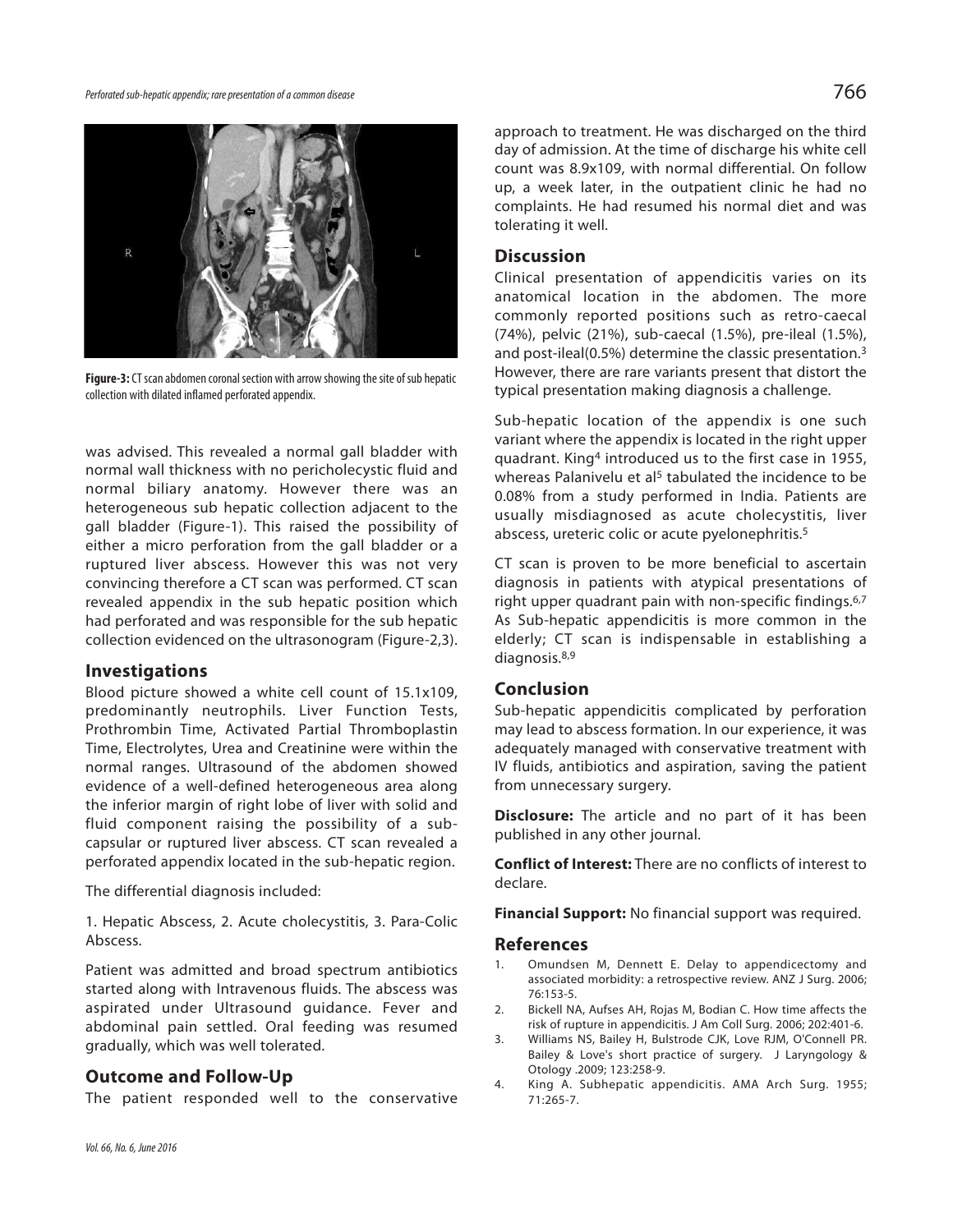**Figure-3:** CT scan abdomen coronal section with arrow showing the site of sub hepatic collection with dilated inflamed perforated appendix.

was advised. This revealed a normal gall bladder with normal wall thickness with no pericholecystic fluid and normal biliary anatomy. However there was an heterogeneous sub hepatic collection adjacent to the gall bladder (Figure-1). This raised the possibility of either a micro perforation from the gall bladder or a ruptured liver abscess. However this was not very convincing therefore a CT scan was performed. CT scan revealed appendix in the sub hepatic position which had perforated and was responsible for the sub hepatic collection evidenced on the ultrasonogram (Figure-2,3).

## Investigations

Blood picture showed a white cell count of 15.1x109, predominantly neutrophils. Liver Function Tests, Prothrombin Time, Activated Partial Thromboplastin Time, Electrolytes, Urea and Creatinine were within the normal ranges. Ultrasound of the abdomen showed evidence of a well-defined heterogeneous area along the inferior margin of right lobe of liver with solid and fluid component raising the possibility of a sub-capsular or ruptured liver abscess. CT scan revealed a perforated appendix located in the sub-hepatic region.

The differential diagnosis included:

1. Hepatic Abscess, 2. Acute cholecystitis, 3. Para-Colic Abscess.

Patient was admitted and broad spectrum antibiotics started along with Intravenous fluids. The abscess was aspirated under Ultrasound guidance. Fever and abdominal pain settled. Oral feeding was resumed gradually, which was well tolerated.

## Outcome and Follow-Up

The patient responded well to the conservative approach to treatment. He was discharged on the third day of admission. At the time of discharge his white cell count was 8.9x109, with normal differential. On follow up, a week later, in the outpatient clinic he had no complaints. He had resumed his normal diet and was tolerating it well.

## Discussion

Clinical presentation of appendicitis varies on its anatomical location in the abdomen. The more commonly reported positions such as retro-caecal (74%), pelvic (21%), sub-caecal (1.5%), pre-ileal (1.5%), and post-ileal(0.5%) determine the classic presentation.[3] However, there are rare variants present that distort the typical presentation making diagnosis a challenge.

Sub-hepatic location of the appendix is one such variant where the appendix is located in the right upper quadrant. King[4] introduced us to the first case in 1955, whereas Palanivelu et al[5] tabulated the incidence to be 0.08% from a study performed in India. Patients are usually misdiagnosed as acute cholecystitis, liver abscess, ureteric colic or acute pyelonephritis.[5]

CT scan is proven to be more beneficial to ascertain diagnosis in patients with atypical presentations of right upper quadrant pain with non-specific findings.[6,7] As Sub-hepatic appendicitis is more common in the elderly; CT scan is indispensable in establishing a diagnosis.[8,9]

## Conclusion

Sub-hepatic appendicitis complicated by perforation may lead to abscess formation. In our experience, it was adequately managed with conservative treatment with IV fluids, antibiotics and aspiration, saving the patient from unnecessary surgery.

**Disclosure:** The article and no part of it has been published in any other journal.

**Conflict of Interest:** There are no conflicts of interest to declare.

**Financial Support:** No financial support was required.

## References

1. Omundsen M, Dennett E. Delay to appendicectomy and associated morbidity: a retrospective review. ANZ J Surg. 2006; 76:153-5.
2. Bickell NA, Aufses AH, Rojas M, Bodian C. How time affects the risk of rupture in appendicitis. J Am Coll Surg. 2006; 202:401-6.
3. Williams NS, Bailey H, Bulstrode CJK, Love RJM, O'Connell PR. Bailey & Love's short practice of surgery. J Laryngology & Otology .2009; 123:258-9.
4. King A. Subhepatic appendicitis. AMA Arch Surg. 1955; 71:265-7.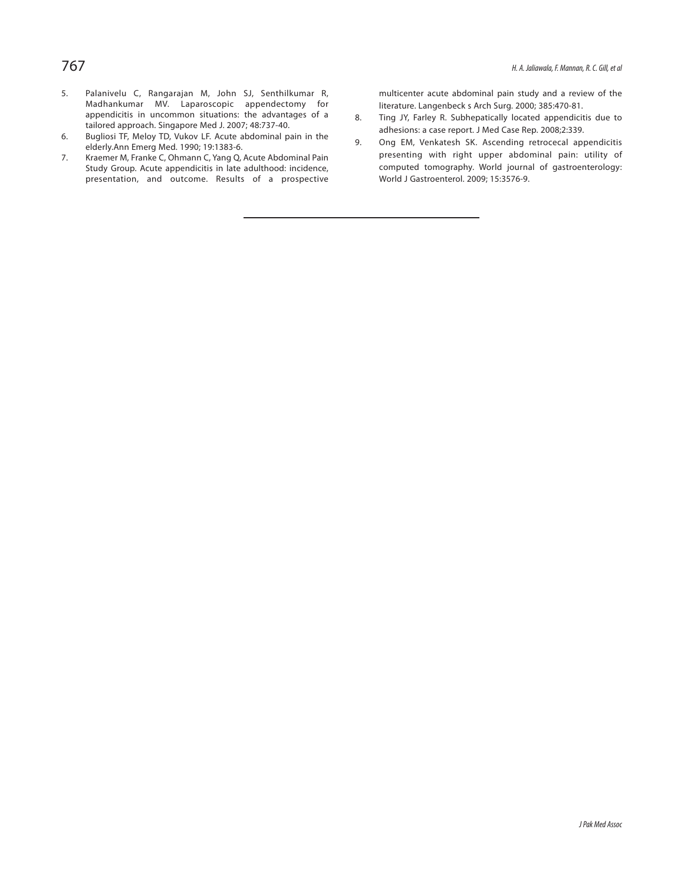5. Palanivelu C, Rangarajan M, John SJ, Senthilkumar R, Madhankumar MV. Laparoscopic appendectomy for appendicitis in uncommon situations: the advantages of a tailored approach. Singapore Med J. 2007; 48:737-40.
6. Bugliosi TF, Meloy TD, Vukov LF. Acute abdominal pain in the elderly.Ann Emerg Med. 1990; 19:1383-6.
7. Kraemer M, Franke C, Ohmann C, Yang Q, Acute Abdominal Pain Study Group. Acute appendicitis in late adulthood: incidence, presentation, and outcome. Results of a prospective multicenter acute abdominal pain study and a review of the literature. Langenbeck s Arch Surg. 2000; 385:470-81.
8. Ting JY, Farley R. Subhepatically located appendicitis due to adhesions: a case report. J Med Case Rep. 2008;2:339.
9. Ong EM, Venkatesh SK. Ascending retrocecal appendicitis presenting with right upper abdominal pain: utility of computed tomography. World journal of gastroenterology: World J Gastroenterol. 2009; 15:3576-9.